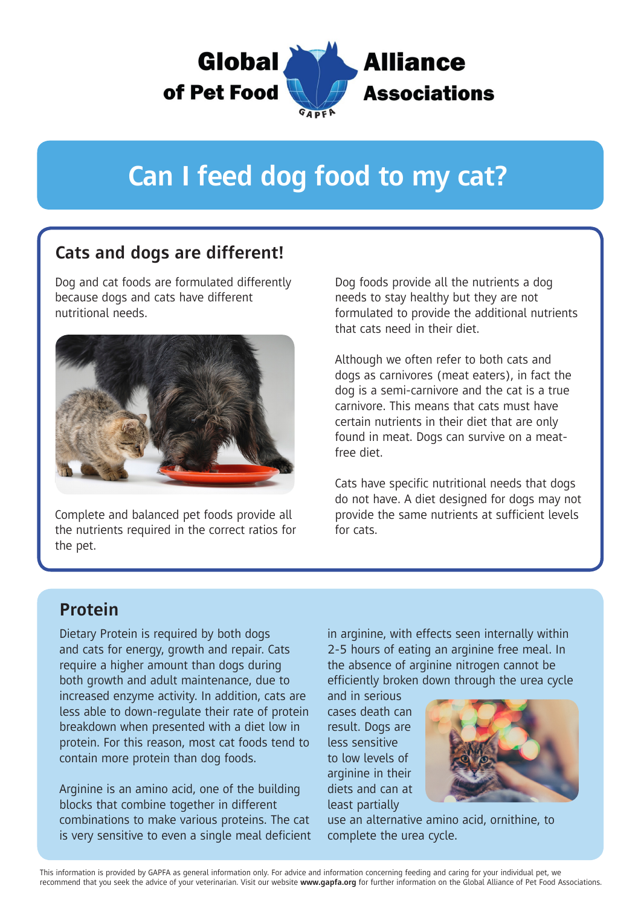Global of Pet Food Alliance Associations

# Can I feed dog food to my cat?

## Cats and dogs are different!

Dog and cat foods are formulated differently because dogs and cats have different nutritional needs.

Complete and balanced pet foods provide all the nutrients required in the correct ratios for the pet.

Dog foods provide all the nutrients a dog needs to stay healthy but they are not formulated to provide the additional nutrients that cats need in their diet.

Although we often refer to both cats and dogs as carnivores (meat eaters), in fact the dog is a semi-carnivore and the cat is a true carnivore. This means that cats must have certain nutrients in their diet that are only found in meat. Dogs can survive on a meat-free diet.

Cats have specific nutritional needs that dogs do not have. A diet designed for dogs may not provide the same nutrients at sufficient levels for cats.

## Protein

Dietary Protein is required by both dogs and cats for energy, growth and repair. Cats require a higher amount than dogs during both growth and adult maintenance, due to increased enzyme activity. In addition, cats are less able to down-regulate their rate of protein breakdown when presented with a diet low in protein. For this reason, most cat foods tend to contain more protein than dog foods.

Arginine is an amino acid, one of the building blocks that combine together in different combinations to make various proteins. The cat is very sensitive to even a single meal deficient in arginine, with effects seen internally within 2-5 hours of eating an arginine free meal. In the absence of arginine nitrogen cannot be efficiently broken down through the urea cycle and in serious cases death can result. Dogs are less sensitive to low levels of arginine in their diets and can at least partially use an alternative amino acid, ornithine, to complete the urea cycle.

This information is provided by GAPFA as general information only. For advice and information concerning feeding and caring for your individual pet, we recommend that you seek the advice of your veterinarian. Visit our website **www.gapfa.org** for further information on the Global Alliance of Pet Food Associations.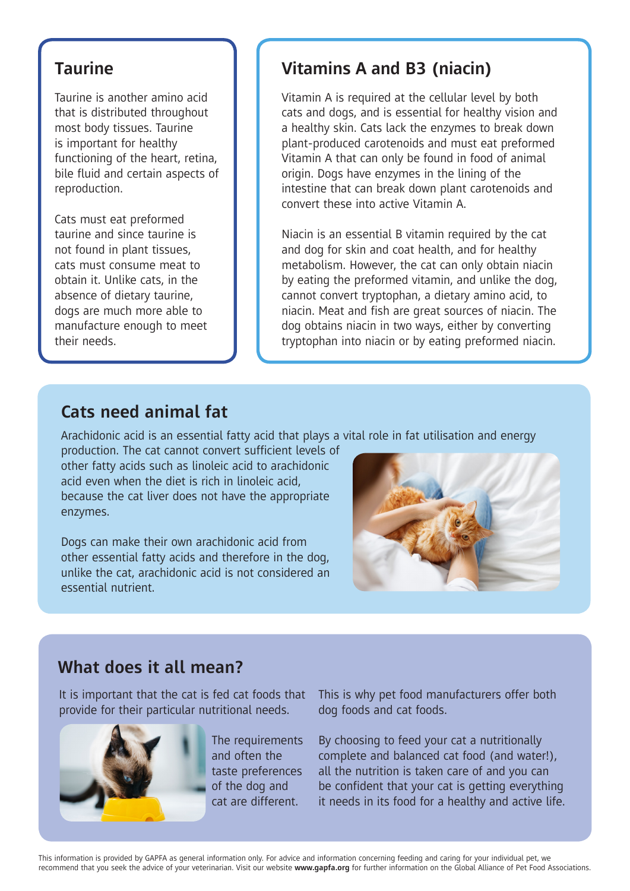## Taurine

Taurine is another amino acid that is distributed throughout most body tissues. Taurine is important for healthy functioning of the heart, retina, bile fluid and certain aspects of reproduction.

Cats must eat preformed taurine and since taurine is not found in plant tissues, cats must consume meat to obtain it. Unlike cats, in the absence of dietary taurine, dogs are much more able to manufacture enough to meet their needs.

## Vitamins A and B3 (niacin)

Vitamin A is required at the cellular level by both cats and dogs, and is essential for healthy vision and a healthy skin. Cats lack the enzymes to break down plant-produced carotenoids and must eat preformed Vitamin A that can only be found in food of animal origin. Dogs have enzymes in the lining of the intestine that can break down plant carotenoids and convert these into active Vitamin A.

Niacin is an essential B vitamin required by the cat and dog for skin and coat health, and for healthy metabolism. However, the cat can only obtain niacin by eating the preformed vitamin, and unlike the dog, cannot convert tryptophan, a dietary amino acid, to niacin. Meat and fish are great sources of niacin. The dog obtains niacin in two ways, either by converting tryptophan into niacin or by eating preformed niacin.

## Cats need animal fat

Arachidonic acid is an essential fatty acid that plays a vital role in fat utilisation and energy production. The cat cannot convert sufficient levels of other fatty acids such as linoleic acid to arachidonic acid even when the diet is rich in linoleic acid, because the cat liver does not have the appropriate enzymes.

Dogs can make their own arachidonic acid from other essential fatty acids and therefore in the dog, unlike the cat, arachidonic acid is not considered an essential nutrient.

## What does it all mean?

It is important that the cat is fed cat foods that provide for their particular nutritional needs.

The requirements and often the taste preferences of the dog and cat are different.

This is why pet food manufacturers offer both dog foods and cat foods.

By choosing to feed your cat a nutritionally complete and balanced cat food (and water!), all the nutrition is taken care of and you can be confident that your cat is getting everything it needs in its food for a healthy and active life.

This information is provided by GAPFA as general information only. For advice and information concerning feeding and caring for your individual pet, we recommend that you seek the advice of your veterinarian. Visit our website **www.gapfa.org** for further information on the Global Alliance of Pet Food Associations.